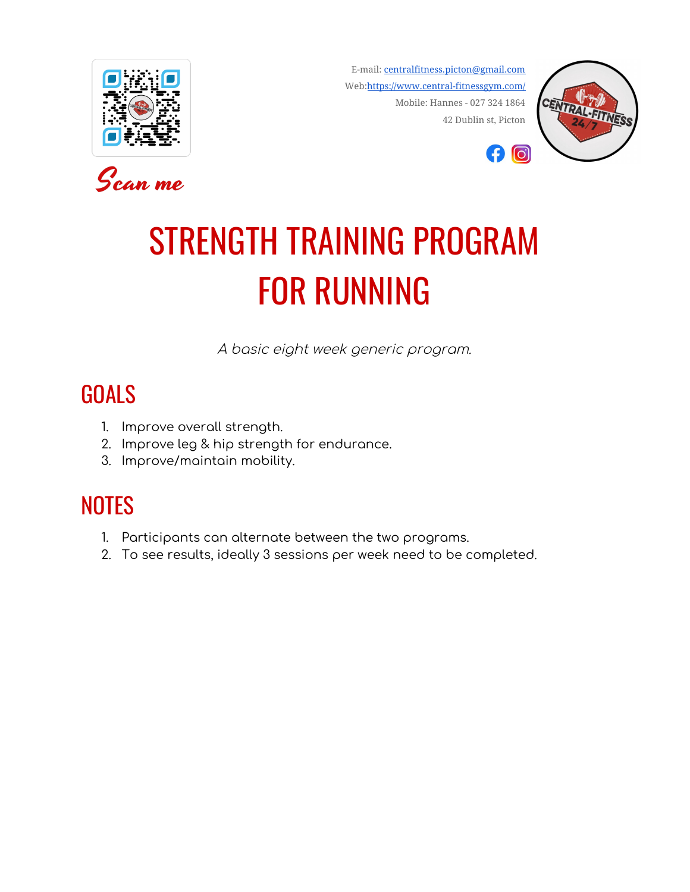Scan me

E-mail: centralfitness.picton@gmail.com
Web: https://www.central-fitnessgym.com/
Mobile: Hannes - 027 324 1864
42 Dublin st, Picton

# STRENGTH TRAINING PROGRAM FOR RUNNING

*A basic eight week generic program.*

## GOALS

1. Improve overall strength.
2. Improve leg & hip strength for endurance.
3. Improve/maintain mobility.

## NOTES

1. Participants can alternate between the two programs.
2. To see results, ideally 3 sessions per week need to be completed.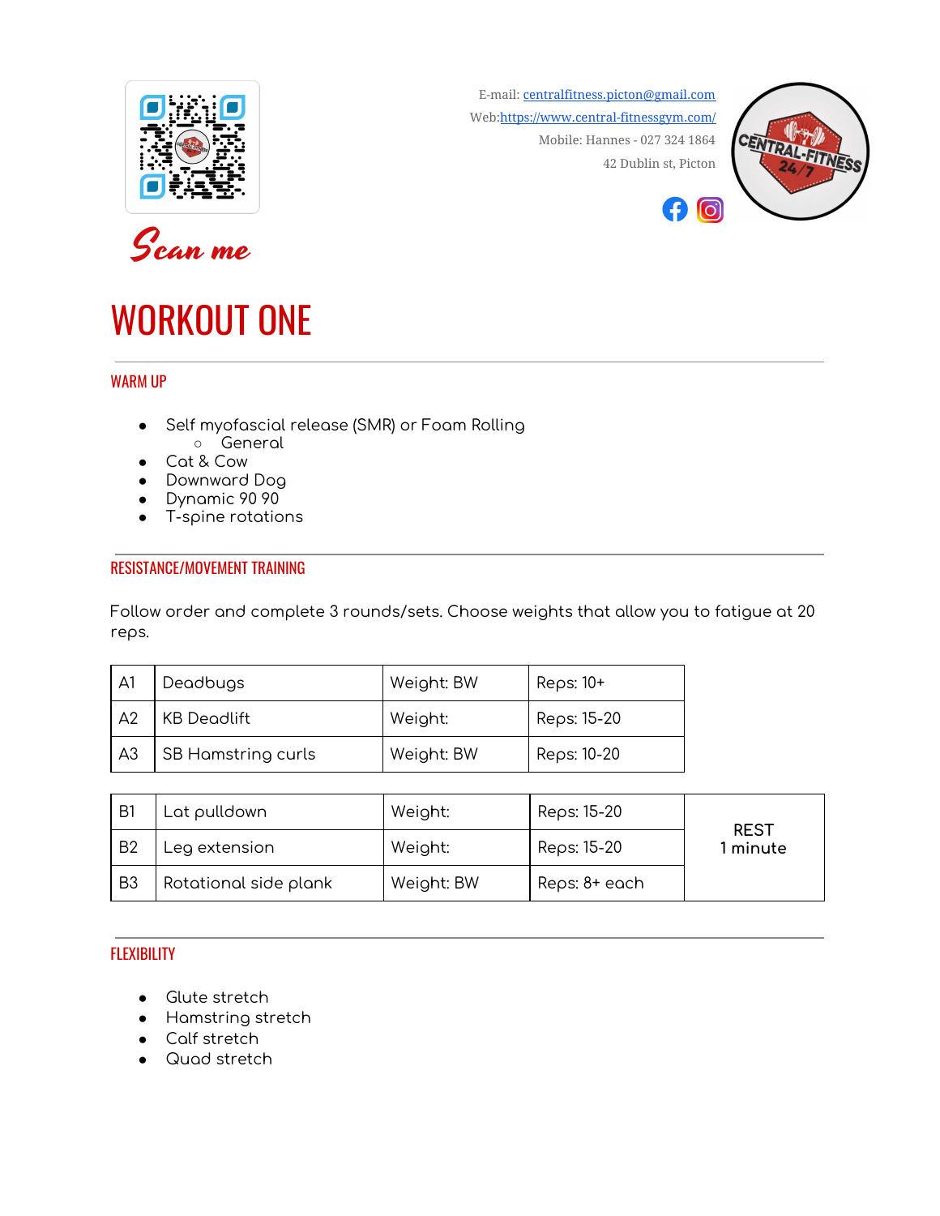Scan me

E-mail: centralfitness.picton@gmail.com
Web: https://www.central-fitnessgym.com/
Mobile: Hannes - 027 324 1864
42 Dublin st, Picton

# WORKOUT ONE

## WARM UP

- Self myofascial release (SMR) or Foam Rolling
  - General
- Cat & Cow
- Downward Dog
- Dynamic 90 90
- T-spine rotations

## RESISTANCE/MOVEMENT TRAINING

Follow order and complete 3 rounds/sets. Choose weights that allow you to fatigue at 20 reps.

| | | | |
|---|---|---|---|
| A1 | Deadbugs | Weight: BW | Reps: 10+ |
| A2 | KB Deadlift | Weight: | Reps: 15-20 |
| A3 | SB Hamstring curls | Weight: BW | Reps: 10-20 |

| | | | | |
|---|---|---|---|---|
| B1 | Lat pulldown | Weight: | Reps: 15-20 | REST 1 minute |
| B2 | Leg extension | Weight: | Reps: 15-20 | |
| B3 | Rotational side plank | Weight: BW | Reps: 8+ each | |

## FLEXIBILITY

- Glute stretch
- Hamstring stretch
- Calf stretch
- Quad stretch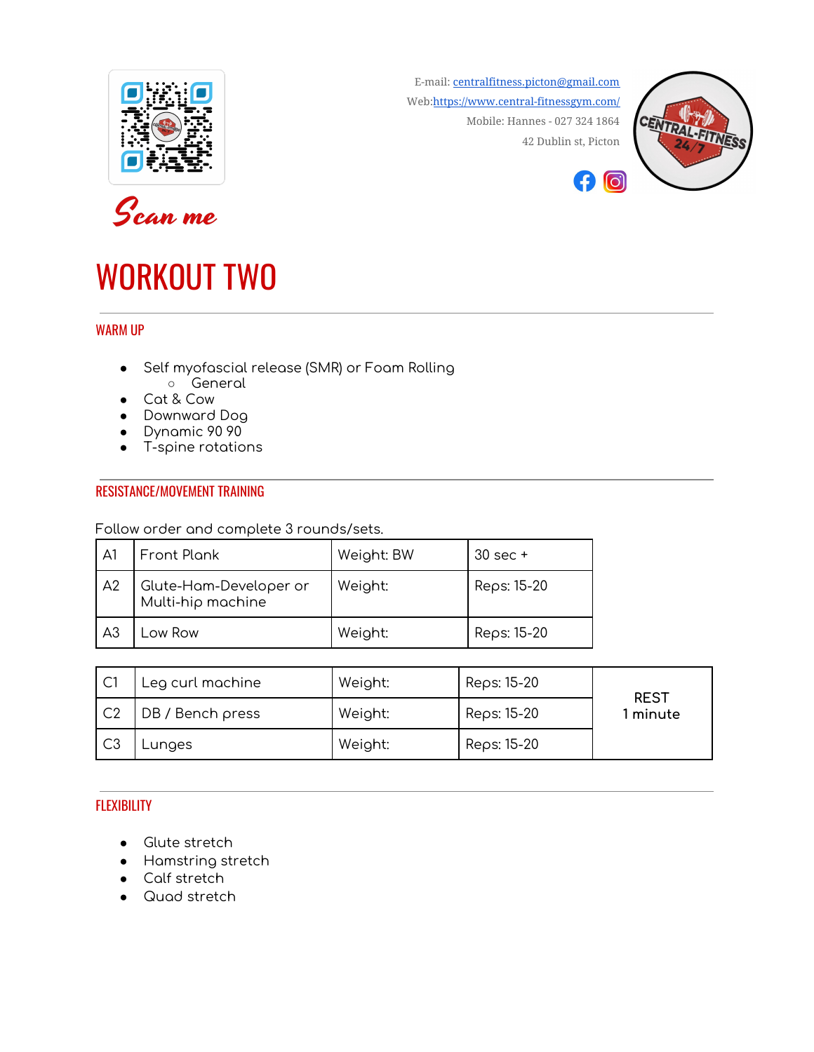Scan me

E-mail: centralfitness.picton@gmail.com
Web: https://www.central-fitnessgym.com/
Mobile: Hannes - 027 324 1864
42 Dublin st, Picton

# WORKOUT TWO

## WARM UP

- Self myofascial release (SMR) or Foam Rolling
  - General
- Cat & Cow
- Downward Dog
- Dynamic 90 90
- T-spine rotations

## RESISTANCE/MOVEMENT TRAINING

Follow order and complete 3 rounds/sets.

| | | | |
|---|---|---|---|
| A1 | Front Plank | Weight: BW | 30 sec + |
| A2 | Glute-Ham-Developer or Multi-hip machine | Weight: | Reps: 15-20 |
| A3 | Low Row | Weight: | Reps: 15-20 |

| | | | | |
|---|---|---|---|---|
| C1 | Leg curl machine | Weight: | Reps: 15-20 | REST 1 minute |
| C2 | DB / Bench press | Weight: | Reps: 15-20 | |
| C3 | Lunges | Weight: | Reps: 15-20 | |

## FLEXIBILITY

- Glute stretch
- Hamstring stretch
- Calf stretch
- Quad stretch